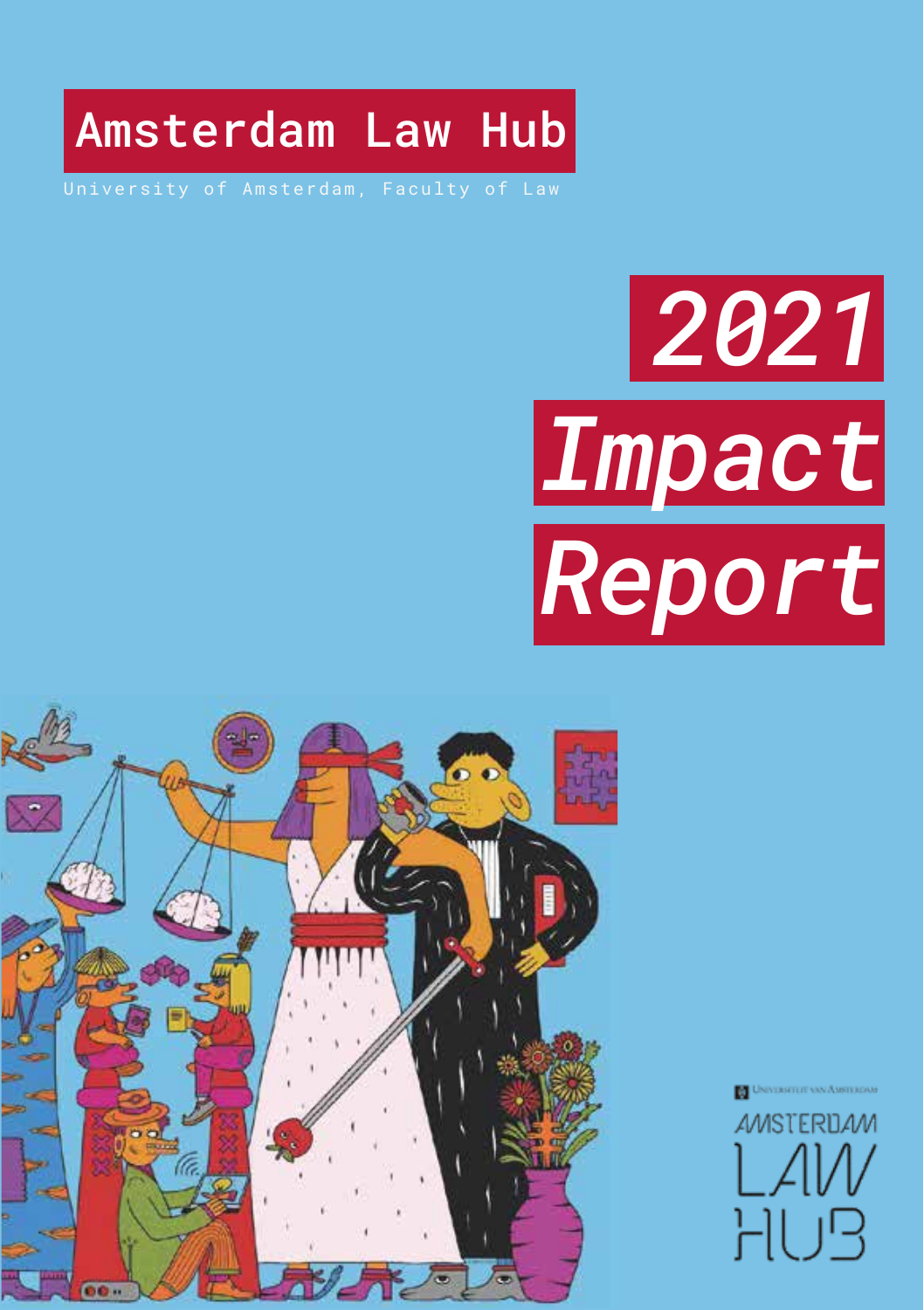# Amsterdam Law Hub

University of Amsterdam, Faculty of Law

# *2021 Impact Report*

Universiteit van Amsterdam

AMSTERDAM LAW HUB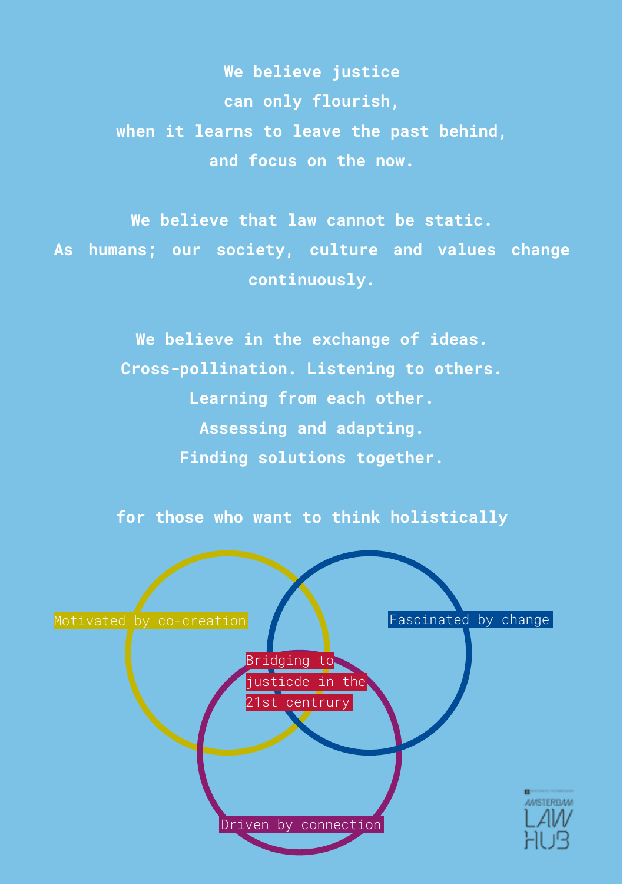We believe justice
can only flourish,
when it learns to leave the past behind,
and focus on the now.

We believe that law cannot be static.
As humans; our society, culture and values change continuously.

We believe in the exchange of ideas.
Cross-pollination. Listening to others.
Learning from each other.
Assessing and adapting.
Finding solutions together.

for those who want to think holistically

Motivated by co-creation

Fascinated by change

Bridging to justicde in the 21st centrury

Driven by connection

AMSTERDAM LAW HUB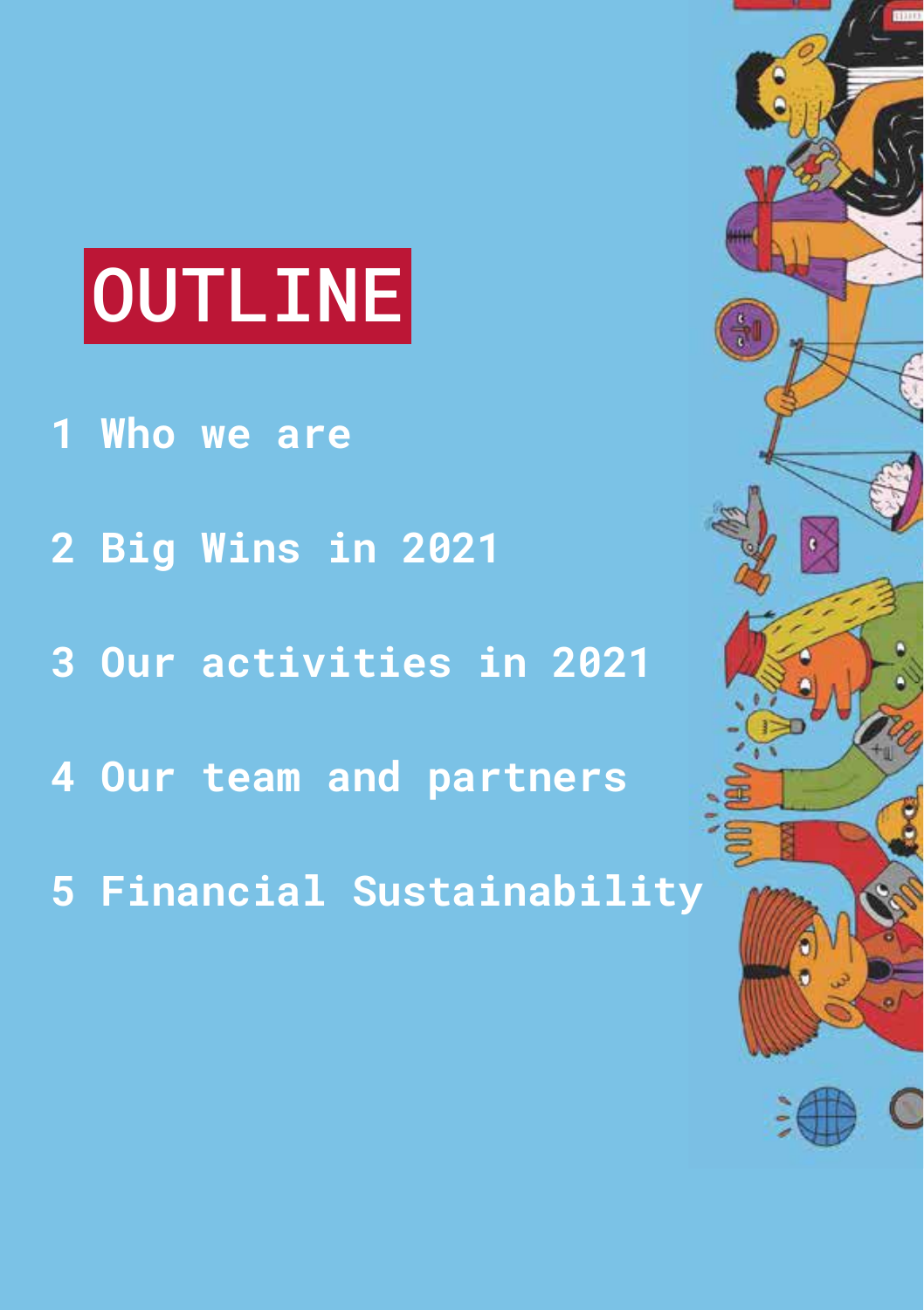# OUTLINE

1 Who we are

2 Big Wins in 2021

3 Our activities in 2021

4 Our team and partners

5 Financial Sustainability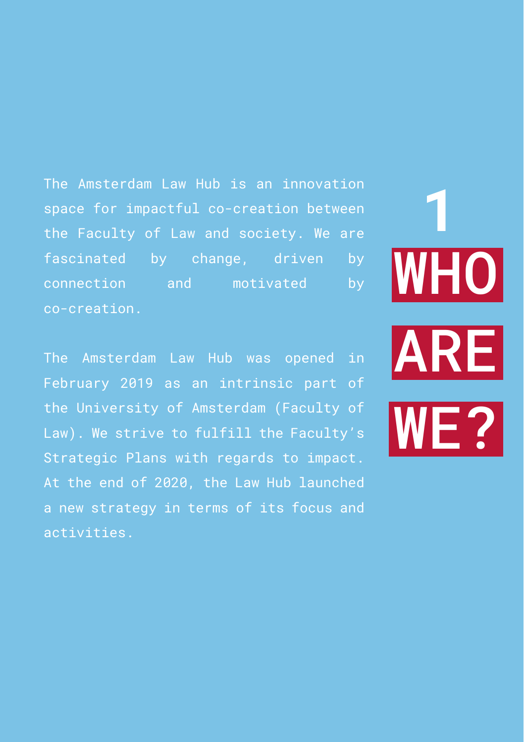# 1 WHO ARE WE?

The Amsterdam Law Hub is an innovation space for impactful co-creation between the Faculty of Law and society. We are fascinated by change, driven by connection and motivated by co-creation.

The Amsterdam Law Hub was opened in February 2019 as an intrinsic part of the University of Amsterdam (Faculty of Law). We strive to fulfill the Faculty's Strategic Plans with regards to impact. At the end of 2020, the Law Hub launched a new strategy in terms of its focus and activities.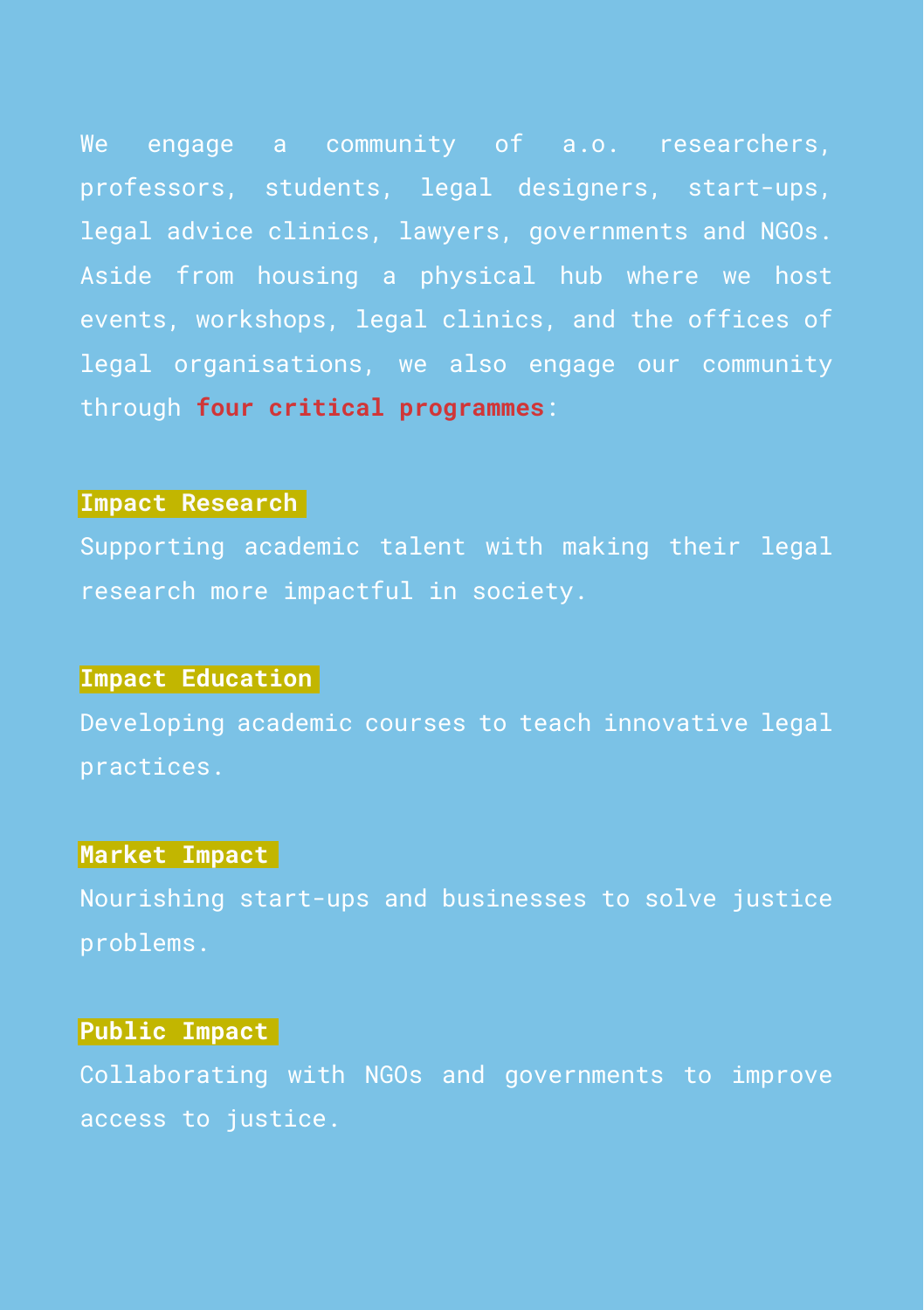We engage a community of a.o. researchers, professors, students, legal designers, start-ups, legal advice clinics, lawyers, governments and NGOs. Aside from housing a physical hub where we host events, workshops, legal clinics, and the offices of legal organisations, we also engage our community through **four critical programmes**:

**Impact Research**

Supporting academic talent with making their legal research more impactful in society.

**Impact Education**

Developing academic courses to teach innovative legal practices.

**Market Impact**

Nourishing start-ups and businesses to solve justice problems.

**Public Impact**

Collaborating with NGOs and governments to improve access to justice.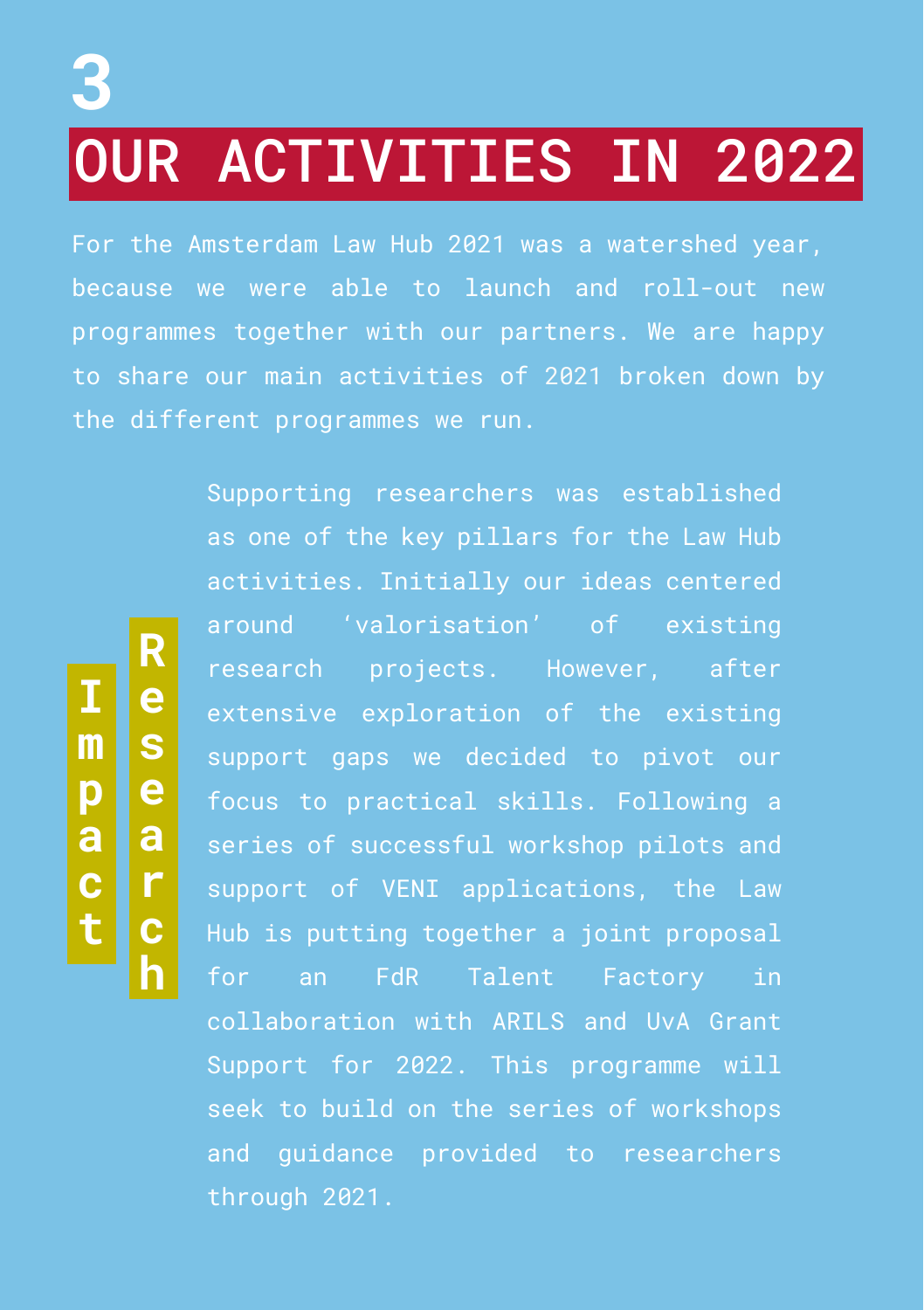# 3 OUR ACTIVITIES IN 2022

For the Amsterdam Law Hub 2021 was a watershed year, because we were able to launch and roll-out new programmes together with our partners. We are happy to share our main activities of 2021 broken down by the different programmes we run.

## Impact Research

Supporting researchers was established as one of the key pillars for the Law Hub activities. Initially our ideas centered around ‘valorisation’ of existing research projects. However, after extensive exploration of the existing support gaps we decided to pivot our focus to practical skills. Following a series of successful workshop pilots and support of VENI applications, the Law Hub is putting together a joint proposal for an FdR Talent Factory in collaboration with ARILS and UvA Grant Support for 2022. This programme will seek to build on the series of workshops and guidance provided to researchers through 2021.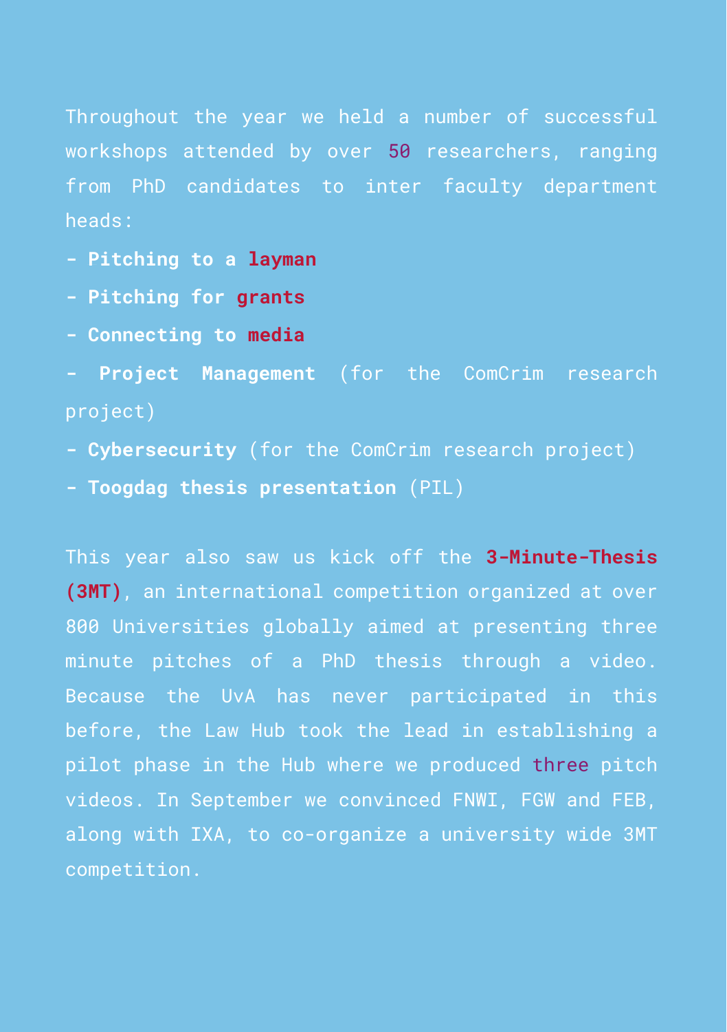Throughout the year we held a number of successful workshops attended by over 50 researchers, ranging from PhD candidates to inter faculty department heads:

- **Pitching to a layman**
- **Pitching for grants**
- **Connecting to media**
- **Project Management** (for the ComCrim research project)
- **Cybersecurity** (for the ComCrim research project)
- **Toogdag thesis presentation** (PIL)

This year also saw us kick off the **3-Minute-Thesis (3MT)**, an international competition organized at over 800 Universities globally aimed at presenting three minute pitches of a PhD thesis through a video. Because the UvA has never participated in this before, the Law Hub took the lead in establishing a pilot phase in the Hub where we produced three pitch videos. In September we convinced FNWI, FGW and FEB, along with IXA, to co-organize a university wide 3MT competition.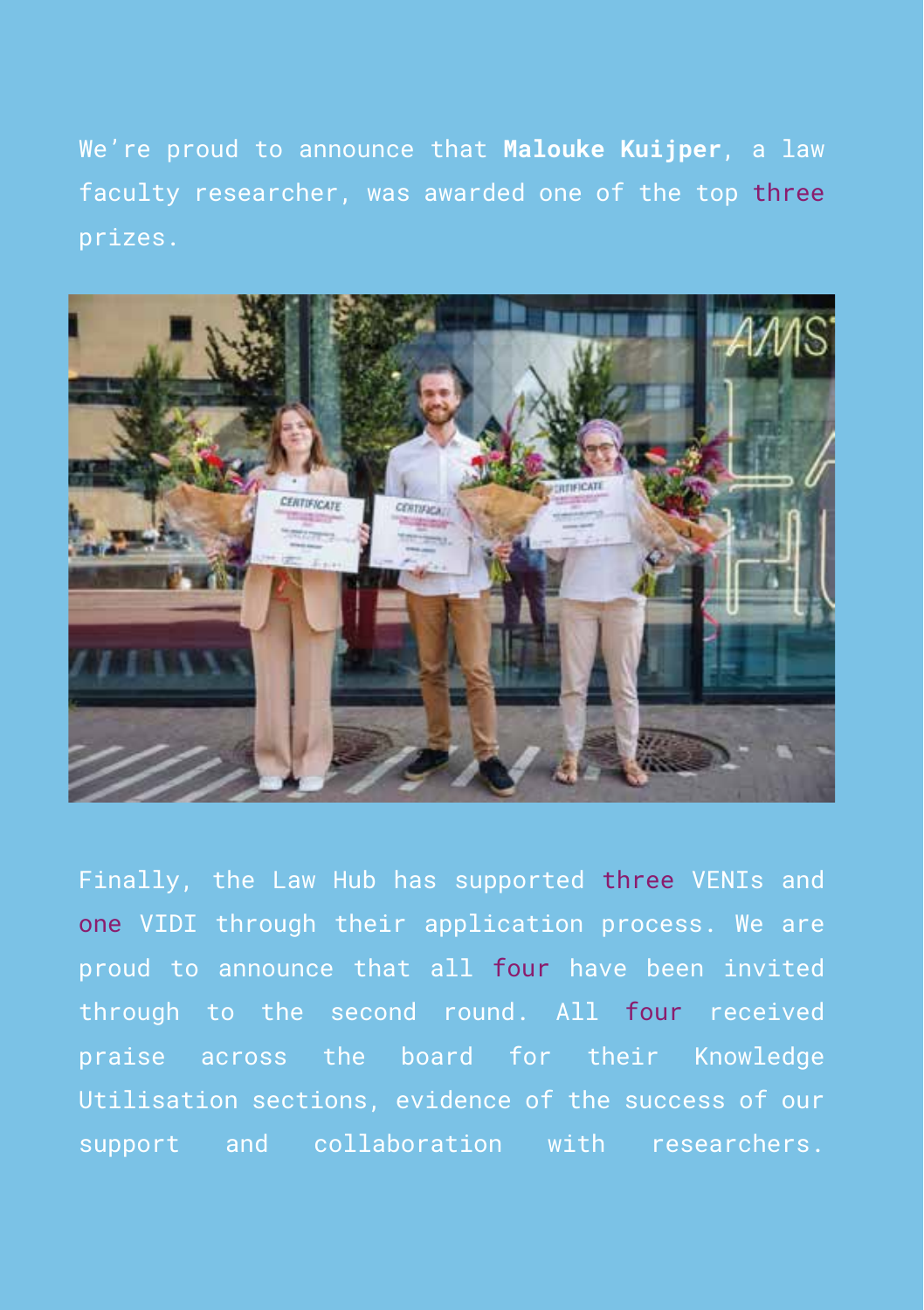We're proud to announce that **Malouke Kuijper**, a law faculty researcher, was awarded one of the top three prizes.

Finally, the Law Hub has supported three VENIs and one VIDI through their application process. We are proud to announce that all four have been invited through to the second round. All four received praise across the board for their Knowledge Utilisation sections, evidence of the success of our support and collaboration with researchers.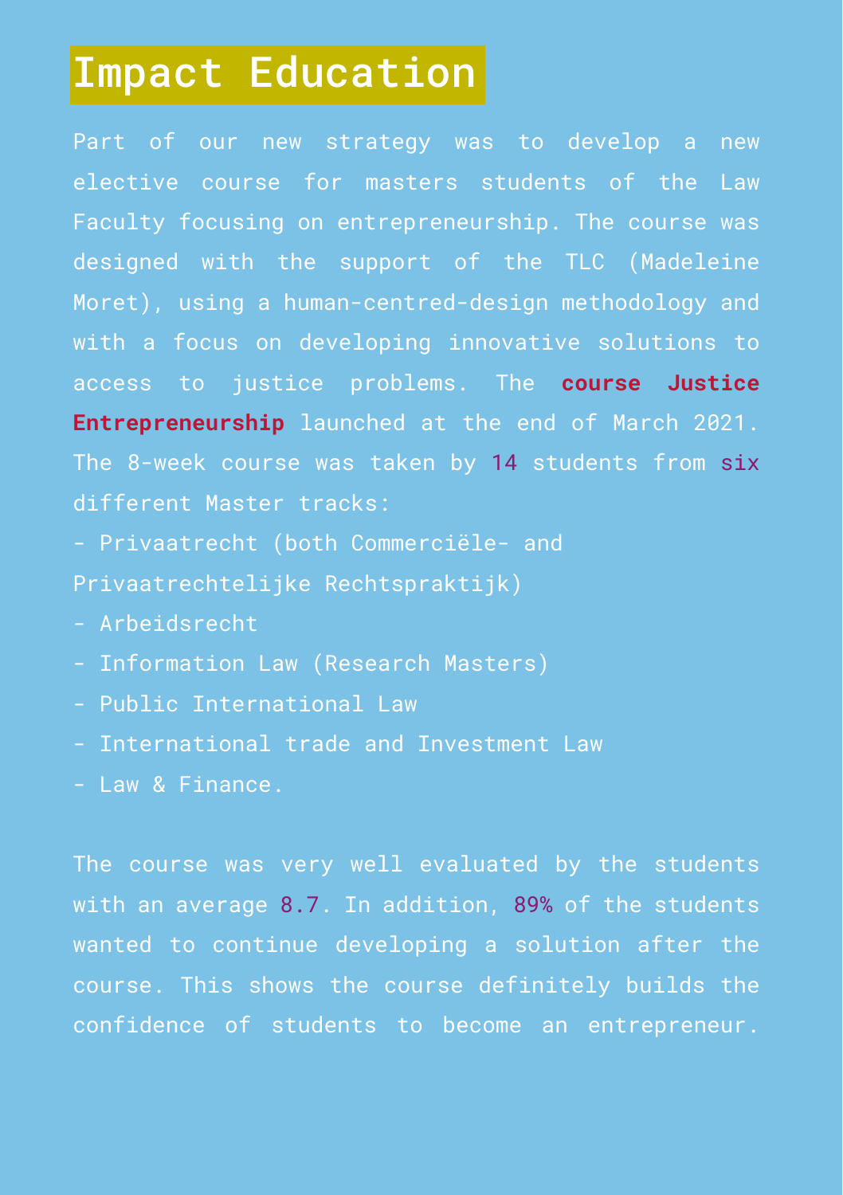# Impact Education

Part of our new strategy was to develop a new elective course for masters students of the Law Faculty focusing on entrepreneurship. The course was designed with the support of the TLC (Madeleine Moret), using a human-centred-design methodology and with a focus on developing innovative solutions to access to justice problems. The **course Justice Entrepreneurship** launched at the end of March 2021. The 8-week course was taken by 14 students from six different Master tracks:

- Privaatrecht (both Commerciële- and Privaatrechtelijke Rechtspraktijk)
- Arbeidsrecht
- Information Law (Research Masters)
- Public International Law
- International trade and Investment Law
- Law & Finance.

The course was very well evaluated by the students with an average 8.7. In addition, 89% of the students wanted to continue developing a solution after the course. This shows the course definitely builds the confidence of students to become an entrepreneur.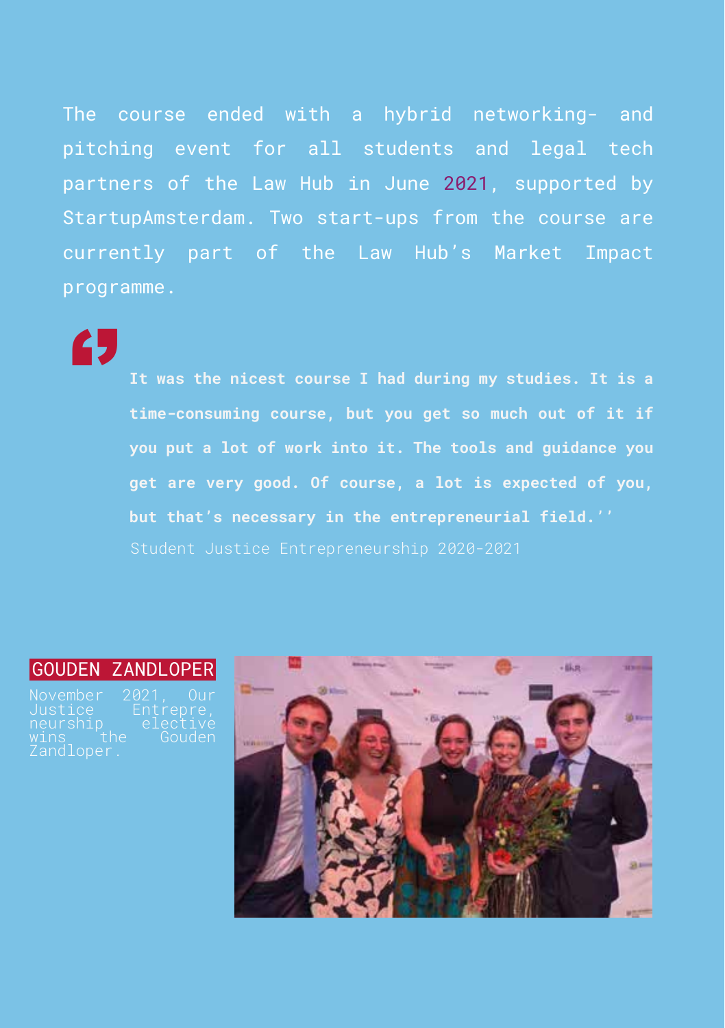The course ended with a hybrid networking- and pitching event for all students and legal tech partners of the Law Hub in June 2021, supported by StartupAmsterdam. Two start-ups from the course are currently part of the Law Hub's Market Impact programme.

> **It was the nicest course I had during my studies. It is a time-consuming course, but you get so much out of it if you put a lot of work into it. The tools and guidance you get are very good. Of course, a lot is expected of you, but that's necessary in the entrepreneurial field.''**
>
> Student Justice Entrepreneurship 2020-2021

## GOUDEN ZANDLOPER

November 2021, Our Justice Entrepreneurship elective wins the Gouden Zandloper.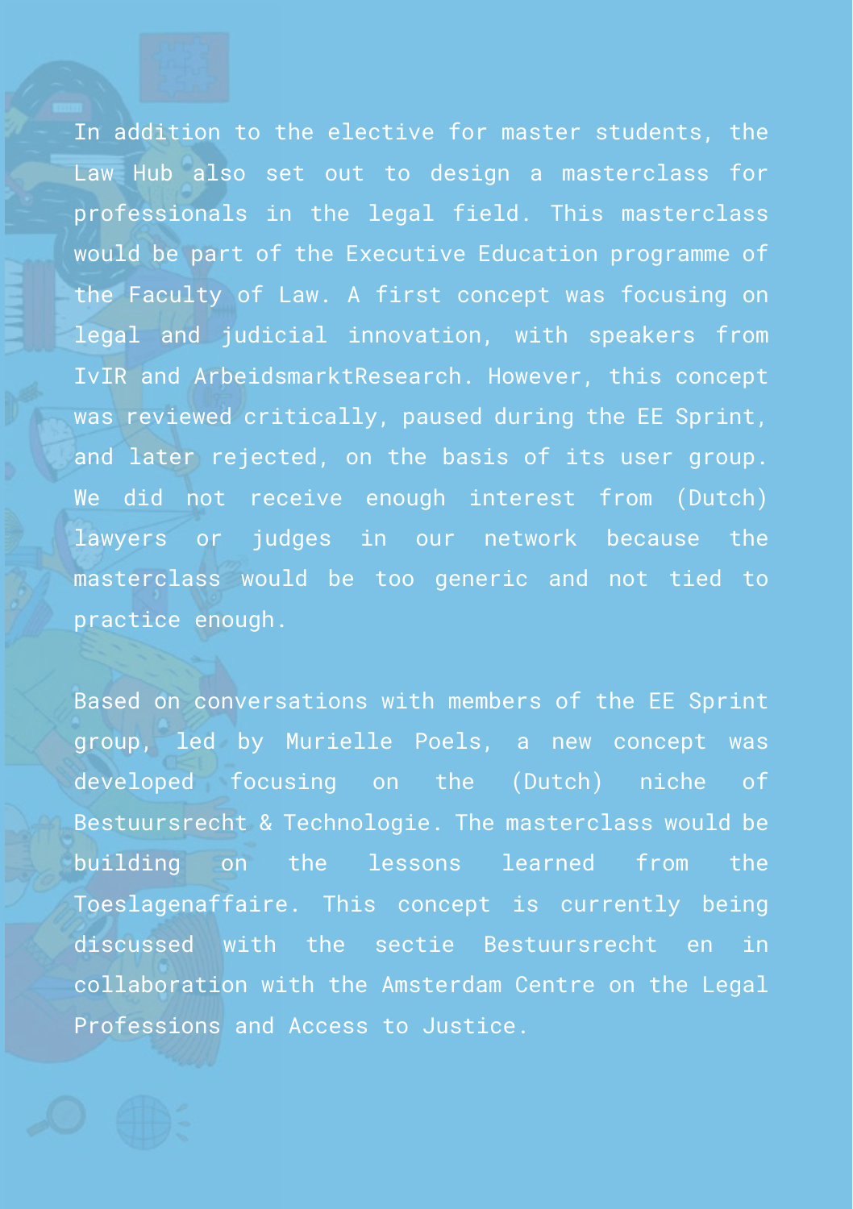In addition to the elective for master students, the Law Hub also set out to design a masterclass for professionals in the legal field. This masterclass would be part of the Executive Education programme of the Faculty of Law. A first concept was focusing on legal and judicial innovation, with speakers from IvIR and ArbeidsmarktResearch. However, this concept was reviewed critically, paused during the EE Sprint, and later rejected, on the basis of its user group. We did not receive enough interest from (Dutch) lawyers or judges in our network because the masterclass would be too generic and not tied to practice enough.

Based on conversations with members of the EE Sprint group, led by Murielle Poels, a new concept was developed focusing on the (Dutch) niche of Bestuursrecht & Technologie. The masterclass would be building on the lessons learned from the Toeslagenaffaire. This concept is currently being discussed with the sectie Bestuursrecht en in collaboration with the Amsterdam Centre on the Legal Professions and Access to Justice.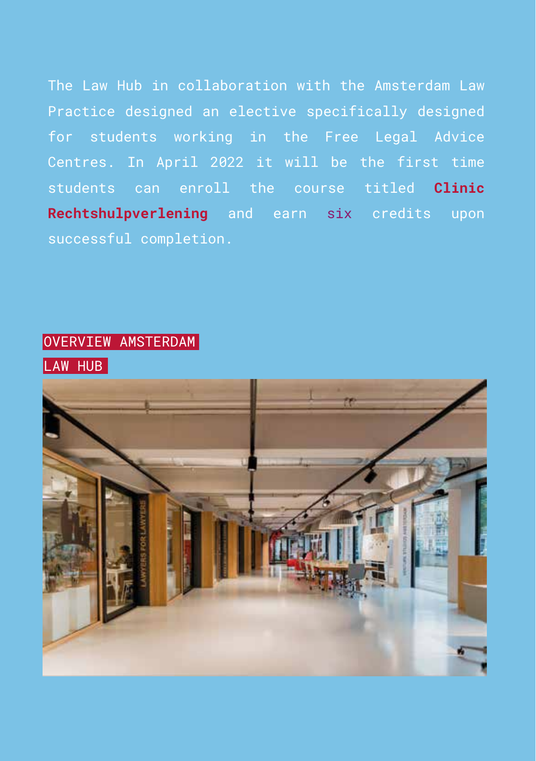The Law Hub in collaboration with the Amsterdam Law Practice designed an elective specifically designed for students working in the Free Legal Advice Centres. In April 2022 it will be the first time students can enroll the course titled **Clinic Rechtshulpverlening** and earn six credits upon successful completion.

OVERVIEW AMSTERDAM LAW HUB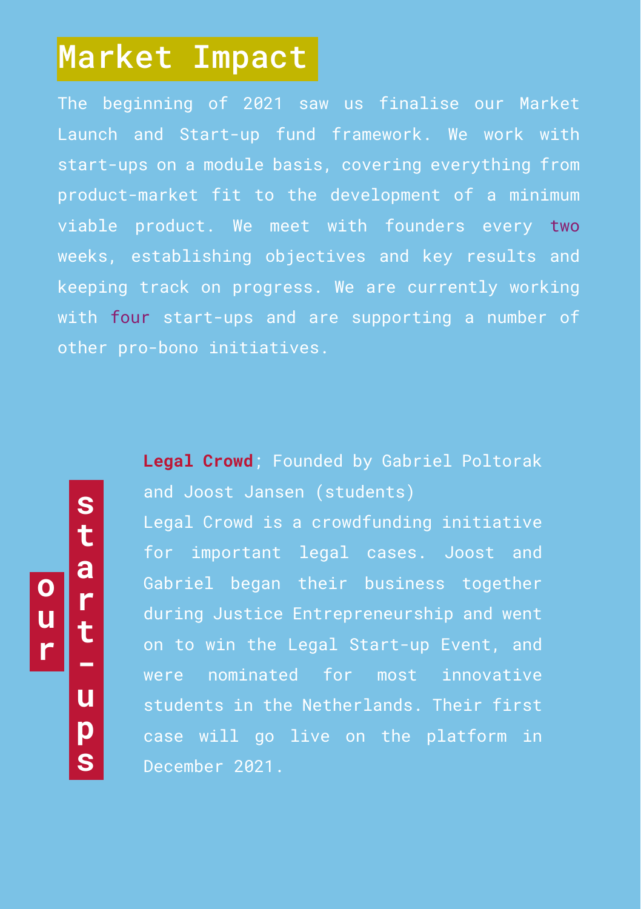# Market Impact

The beginning of 2021 saw us finalise our Market Launch and Start-up fund framework. We work with start-ups on a module basis, covering everything from product-market fit to the development of a minimum viable product. We meet with founders every two weeks, establishing objectives and key results and keeping track on progress. We are currently working with four start-ups and are supporting a number of other pro-bono initiatives.

## our start-ups

**Legal Crowd**; Founded by Gabriel Poltorak and Joost Jansen (students)
Legal Crowd is a crowdfunding initiative for important legal cases. Joost and Gabriel began their business together during Justice Entrepreneurship and went on to win the Legal Start-up Event, and were nominated for most innovative students in the Netherlands. Their first case will go live on the platform in December 2021.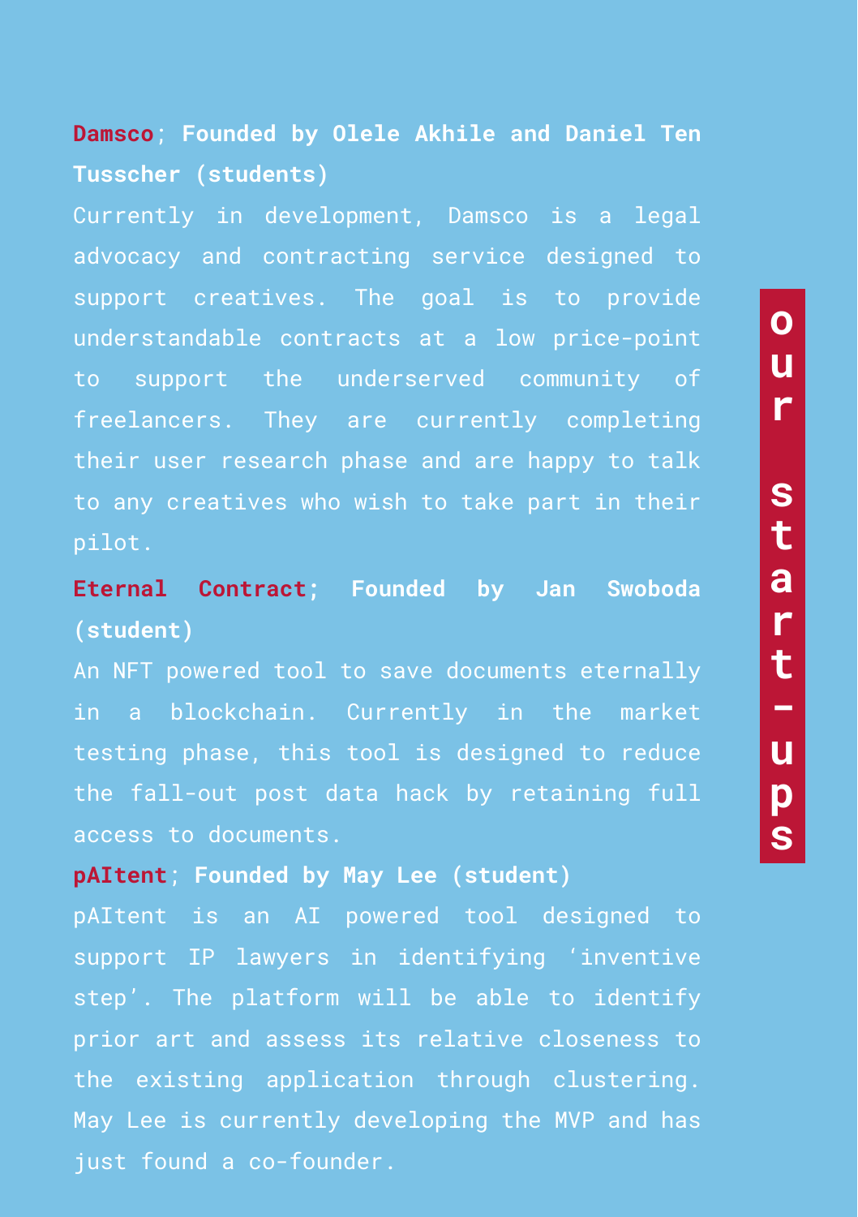# our start-ups

**Damsco; Founded by Olele Akhile and Daniel Ten Tusscher (students)**

Currently in development, Damsco is a legal advocacy and contracting service designed to support creatives. The goal is to provide understandable contracts at a low price-point to support the underserved community of freelancers. They are currently completing their user research phase and are happy to talk to any creatives who wish to take part in their pilot.

**Eternal Contract; Founded by Jan Swoboda (student)**

An NFT powered tool to save documents eternally in a blockchain. Currently in the market testing phase, this tool is designed to reduce the fall-out post data hack by retaining full access to documents.

**pAItent; Founded by May Lee (student)**

pAItent is an AI powered tool designed to support IP lawyers in identifying 'inventive step'. The platform will be able to identify prior art and assess its relative closeness to the existing application through clustering. May Lee is currently developing the MVP and has just found a co-founder.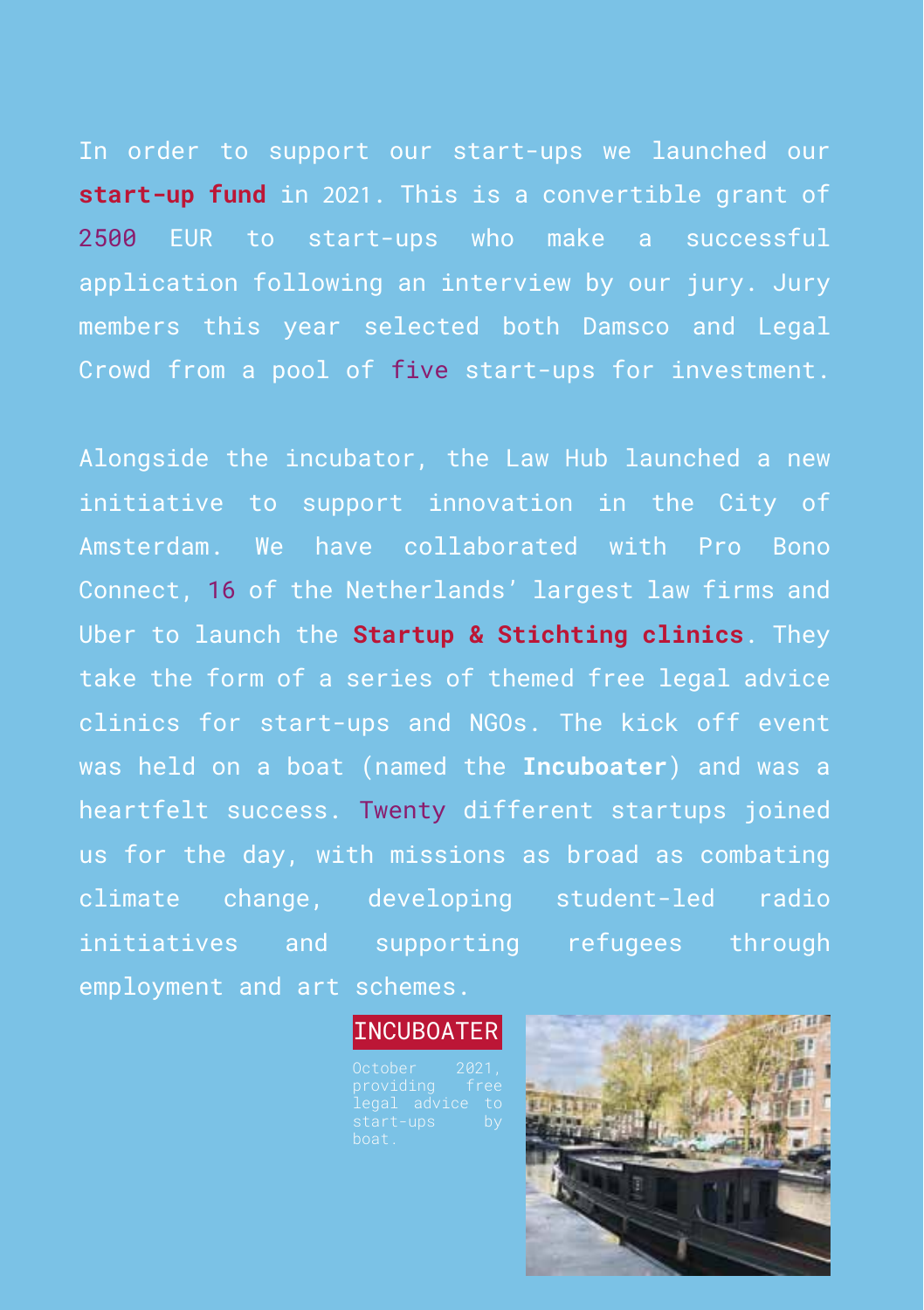In order to support our start-ups we launched our **start-up fund** in 2021. This is a convertible grant of 2500 EUR to start-ups who make a successful application following an interview by our jury. Jury members this year selected both Damsco and Legal Crowd from a pool of five start-ups for investment.

Alongside the incubator, the Law Hub launched a new initiative to support innovation in the City of Amsterdam. We have collaborated with Pro Bono Connect, 16 of the Netherlands' largest law firms and Uber to launch the **Startup & Stichting clinics**. They take the form of a series of themed free legal advice clinics for start-ups and NGOs. The kick off event was held on a boat (named the **Incuboater**) and was a heartfelt success. Twenty different startups joined us for the day, with missions as broad as combating climate change, developing student-led radio initiatives and supporting refugees through employment and art schemes.

INCUBOATER

October 2021, providing free legal advice to start-ups by boat.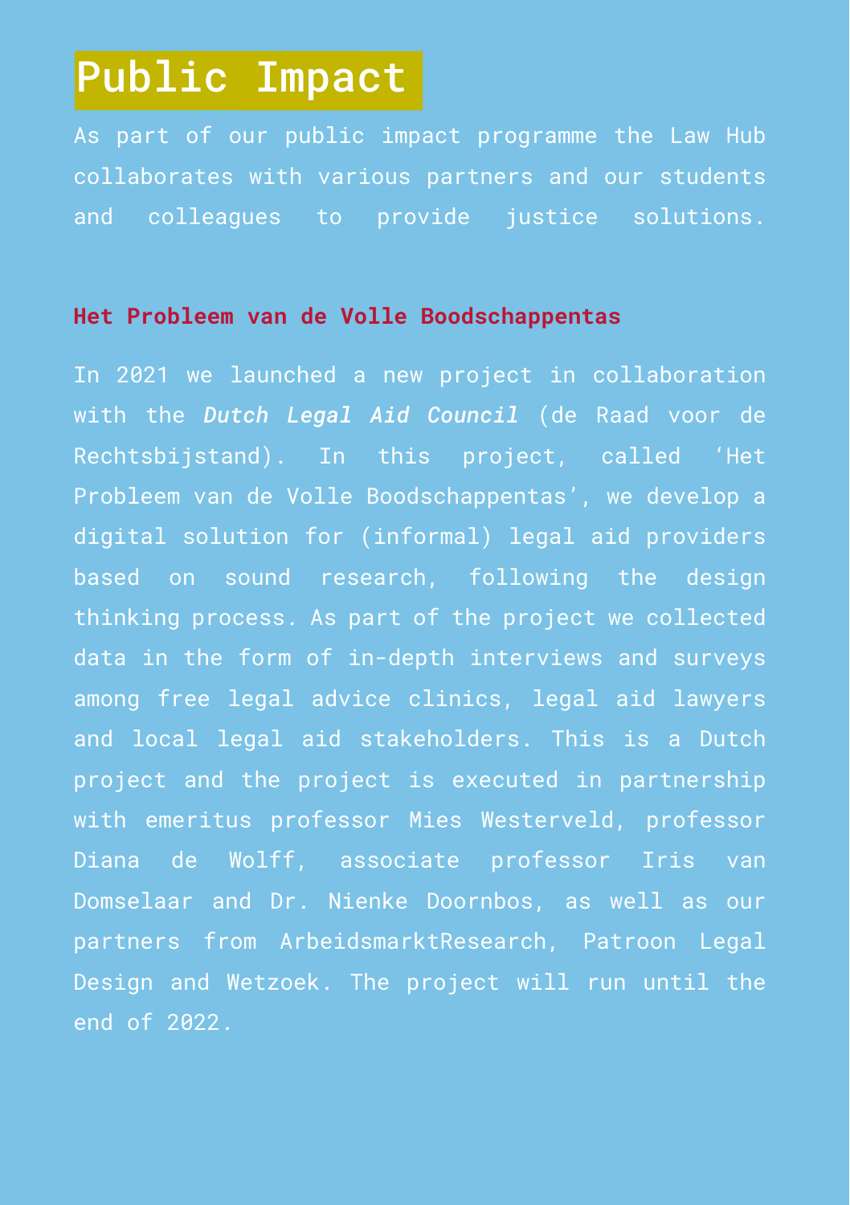# Public Impact

As part of our public impact programme the Law Hub collaborates with various partners and our students and colleagues to provide justice solutions.

## Het Probleem van de Volle Boodschappentas

In 2021 we launched a new project in collaboration with the ***Dutch Legal Aid Council*** (de Raad voor de Rechtsbijstand). In this project, called 'Het Probleem van de Volle Boodschappentas', we develop a digital solution for (informal) legal aid providers based on sound research, following the design thinking process. As part of the project we collected data in the form of in-depth interviews and surveys among free legal advice clinics, legal aid lawyers and local legal aid stakeholders. This is a Dutch project and the project is executed in partnership with emeritus professor Mies Westerveld, professor Diana de Wolff, associate professor Iris van Domselaar and Dr. Nienke Doornbos, as well as our partners from ArbeidsmarktResearch, Patroon Legal Design and Wetzoek. The project will run until the end of 2022.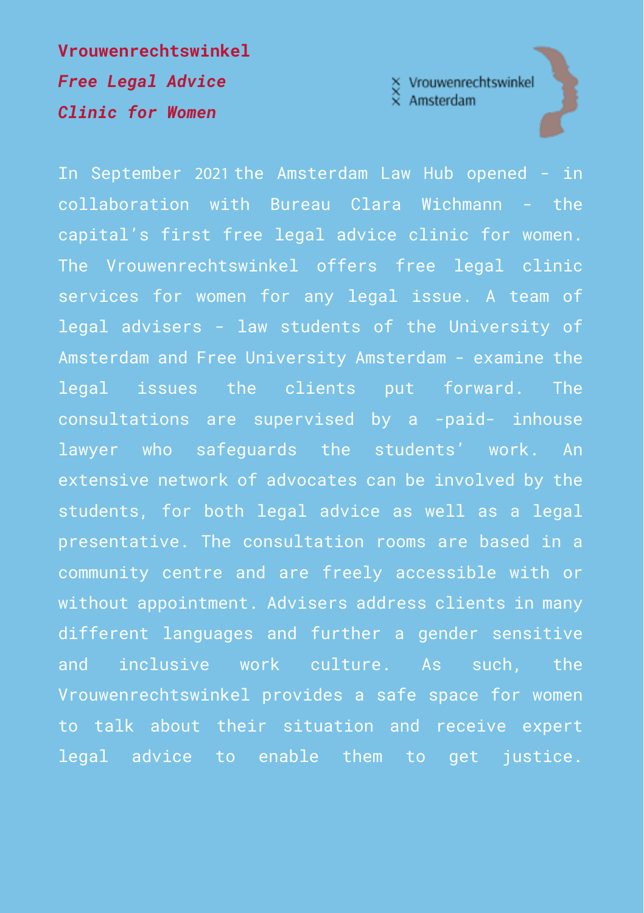**Vrouwenrechtswinkel**

***Free Legal Advice***

***Clinic for Women***

In September 2021 the Amsterdam Law Hub opened - in collaboration with Bureau Clara Wichmann - the capital’s first free legal advice clinic for women. The Vrouwenrechtswinkel offers free legal clinic services for women for any legal issue. A team of legal advisers - law students of the University of Amsterdam and Free University Amsterdam - examine the legal issues the clients put forward. The consultations are supervised by a -paid- inhouse lawyer who safeguards the students’ work. An extensive network of advocates can be involved by the students, for both legal advice as well as a legal presentative. The consultation rooms are based in a community centre and are freely accessible with or without appointment. Advisers address clients in many different languages and further a gender sensitive and inclusive work culture. As such, the Vrouwenrechtswinkel provides a safe space for women to talk about their situation and receive expert legal advice to enable them to get justice.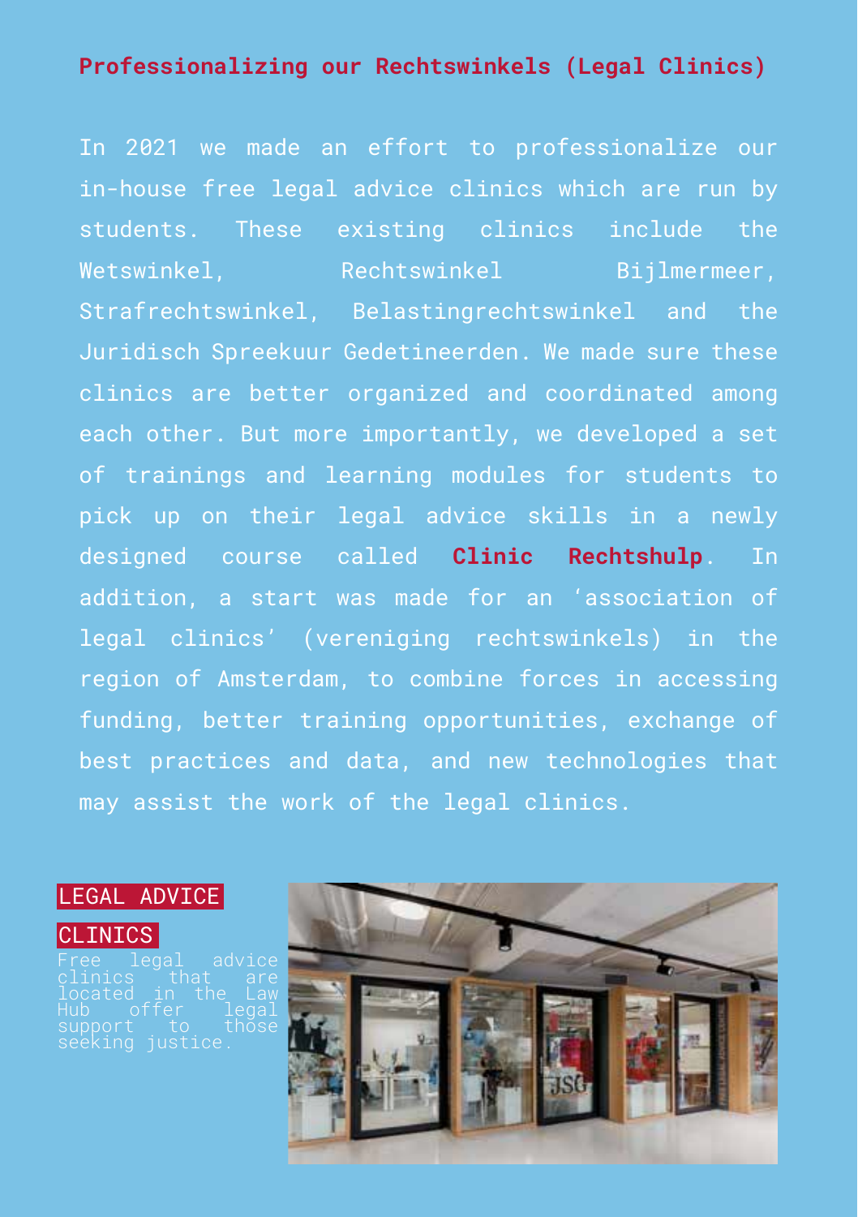## Professionalizing our Rechtswinkels (Legal Clinics)

In 2021 we made an effort to professionalize our in-house free legal advice clinics which are run by students. These existing clinics include the Wetswinkel, Rechtswinkel Bijlmermeer, Strafrechtswinkel, Belastingrechtswinkel and the Juridisch Spreekuur Gedetineerden. We made sure these clinics are better organized and coordinated among each other. But more importantly, we developed a set of trainings and learning modules for students to pick up on their legal advice skills in a newly designed course called **Clinic Rechtshulp**. In addition, a start was made for an 'association of legal clinics' (vereniging rechtswinkels) in the region of Amsterdam, to combine forces in accessing funding, better training opportunities, exchange of best practices and data, and new technologies that may assist the work of the legal clinics.

LEGAL ADVICE CLINICS

Free legal advice clinics that are located in the Law Hub offer legal support to those seeking justice.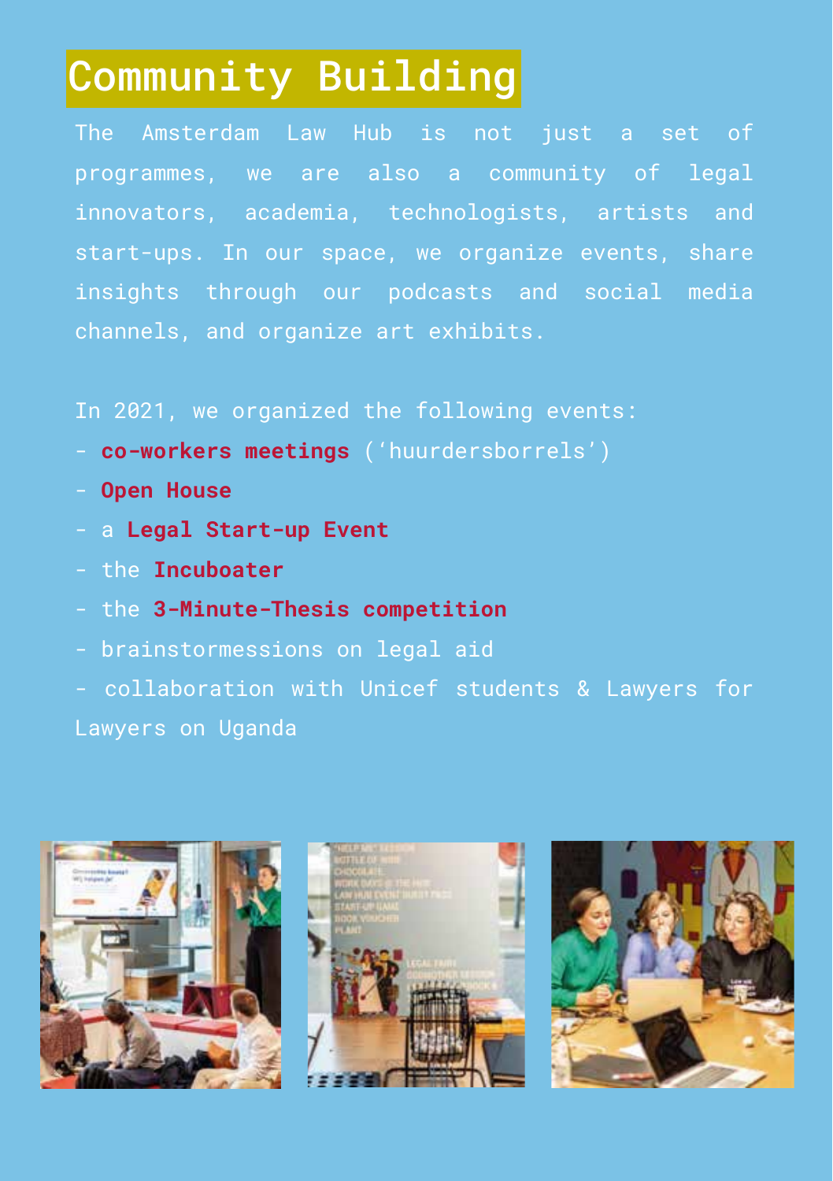# Community Building

The Amsterdam Law Hub is not just a set of programmes, we are also a community of legal innovators, academia, technologists, artists and start-ups. In our space, we organize events, share insights through our podcasts and social media channels, and organize art exhibits.

In 2021, we organized the following events:

- **co-workers meetings** ('huurdersborrels')
- **Open House**
- a **Legal Start-up Event**
- the **Incuboater**
- the **3-Minute-Thesis competition**
- brainstormessions on legal aid
- collaboration with Unicef students & Lawyers for Lawyers on Uganda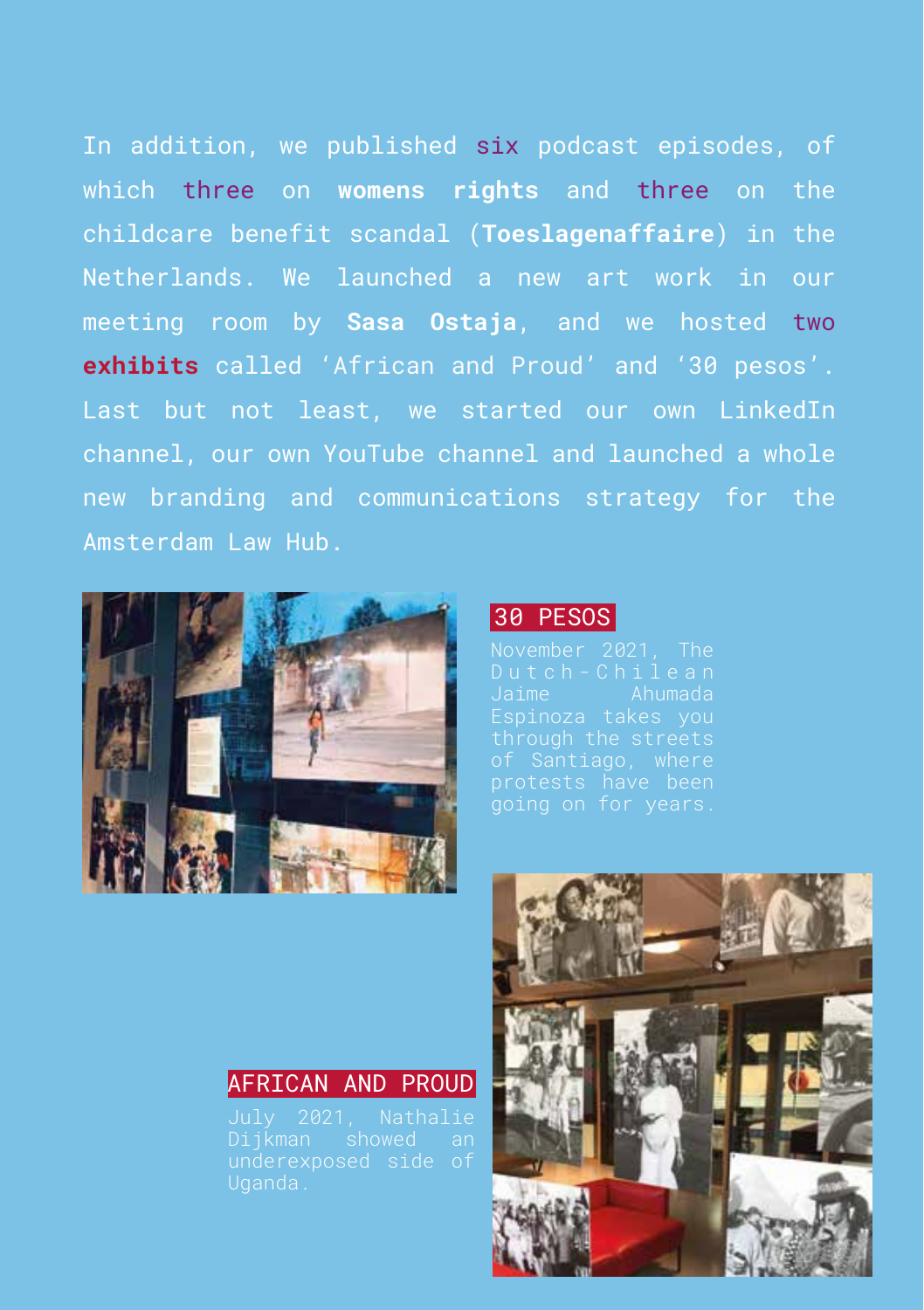In addition, we published six podcast episodes, of which three on **womens rights** and three on the childcare benefit scandal (**Toeslagenaffaire**) in the Netherlands. We launched a new art work in our meeting room by **Sasa Ostaja**, and we hosted two **exhibits** called 'African and Proud' and '30 pesos'. Last but not least, we started our own LinkedIn channel, our own YouTube channel and launched a whole new branding and communications strategy for the Amsterdam Law Hub.

## 30 PESOS

November 2021, The Dutch-Chilean Jaime Ahumada Espinoza takes you through the streets of Santiago, where protests have been going on for years.

## AFRICAN AND PROUD

July 2021, Nathalie Dijkman showed an underexposed side of Uganda.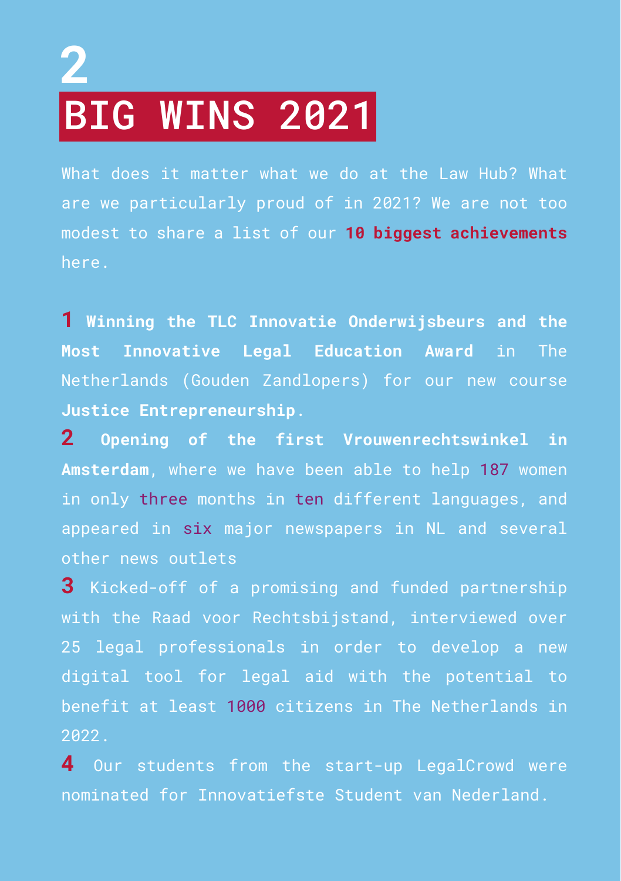# 2

# BIG WINS 2021

What does it matter what we do at the Law Hub? What are we particularly proud of in 2021? We are not too modest to share a list of our **10 biggest achievements** here.

**1** **Winning the TLC Innovatie Onderwijsbeurs and the Most Innovative Legal Education Award** in The Netherlands (Gouden Zandlopers) for our new course **Justice Entrepreneurship**.

**2** **Opening of the first Vrouwenrechtswinkel in Amsterdam**, where we have been able to help 187 women in only three months in ten different languages, and appeared in six major newspapers in NL and several other news outlets

**3** Kicked-off of a promising and funded partnership with the Raad voor Rechtsbijstand, interviewed over 25 legal professionals in order to develop a new digital tool for legal aid with the potential to benefit at least 1000 citizens in The Netherlands in 2022.

**4** Our students from the start-up LegalCrowd were nominated for Innovatiefste Student van Nederland.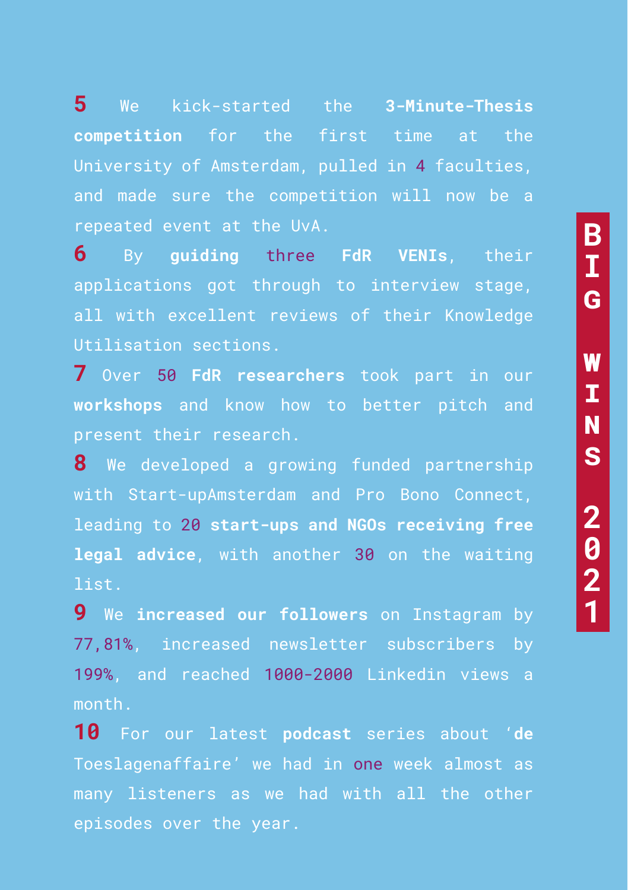**5** We kick-started the **3-Minute-Thesis competition** for the first time at the University of Amsterdam, pulled in 4 faculties, and made sure the competition will now be a repeated event at the UvA.

**6** By **guiding** three **FdR VENIs**, their applications got through to interview stage, all with excellent reviews of their Knowledge Utilisation sections.

**7** Over 50 **FdR researchers** took part in our **workshops** and know how to better pitch and present their research.

**8** We developed a growing funded partnership with Start-upAmsterdam and Pro Bono Connect, leading to 20 **start-ups and NGOs receiving free legal advice**, with another 30 on the waiting list.

**9** We **increased our followers** on Instagram by 77,81%, increased newsletter subscribers by 199%, and reached 1000-2000 Linkedin views a month.

**10** For our latest **podcast** series about '**de** Toeslagenaffaire' we had in one week almost as many listeners as we had with all the other episodes over the year.

**BIG WINS 2021**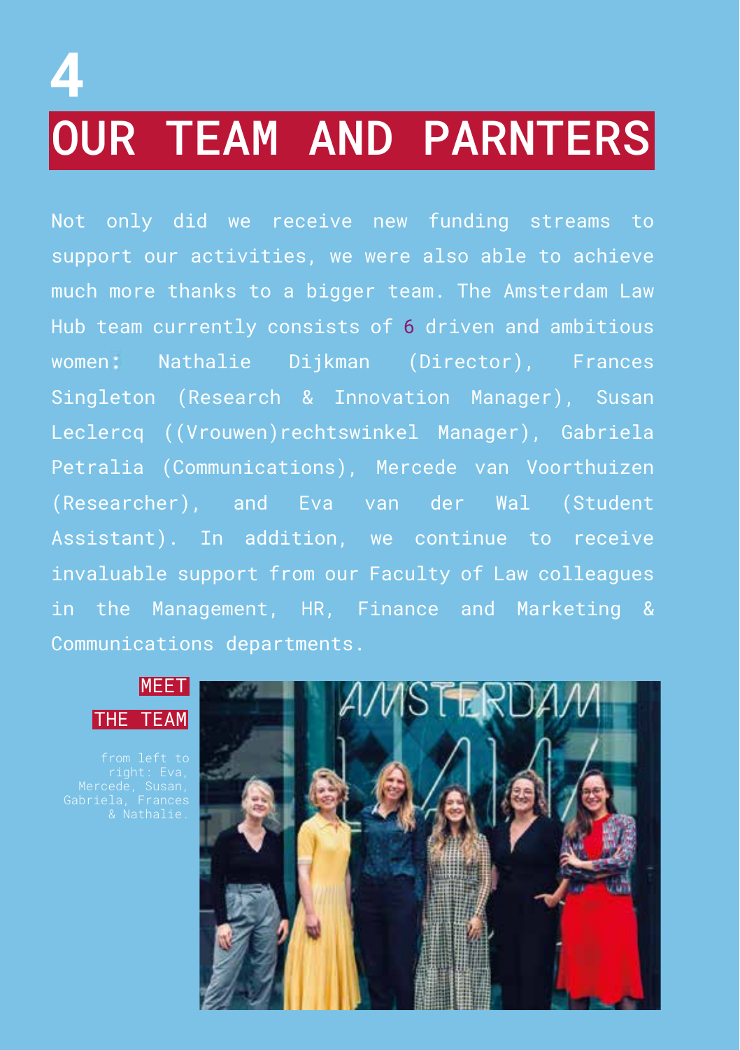# 4

# OUR TEAM AND PARNTERS

Not only did we receive new funding streams to support our activities, we were also able to achieve much more thanks to a bigger team. The Amsterdam Law Hub team currently consists of 6 driven and ambitious women: Nathalie Dijkman (Director), Frances Singleton (Research & Innovation Manager), Susan Leclercq ((Vrouwen)rechtswinkel Manager), Gabriela Petralia (Communications), Mercede van Voorthuizen (Researcher), and Eva van der Wal (Student Assistant). In addition, we continue to receive invaluable support from our Faculty of Law colleagues in the Management, HR, Finance and Marketing & Communications departments.

MEET THE TEAM

from left to right: Eva, Mercede, Susan, Gabriela, Frances & Nathalie.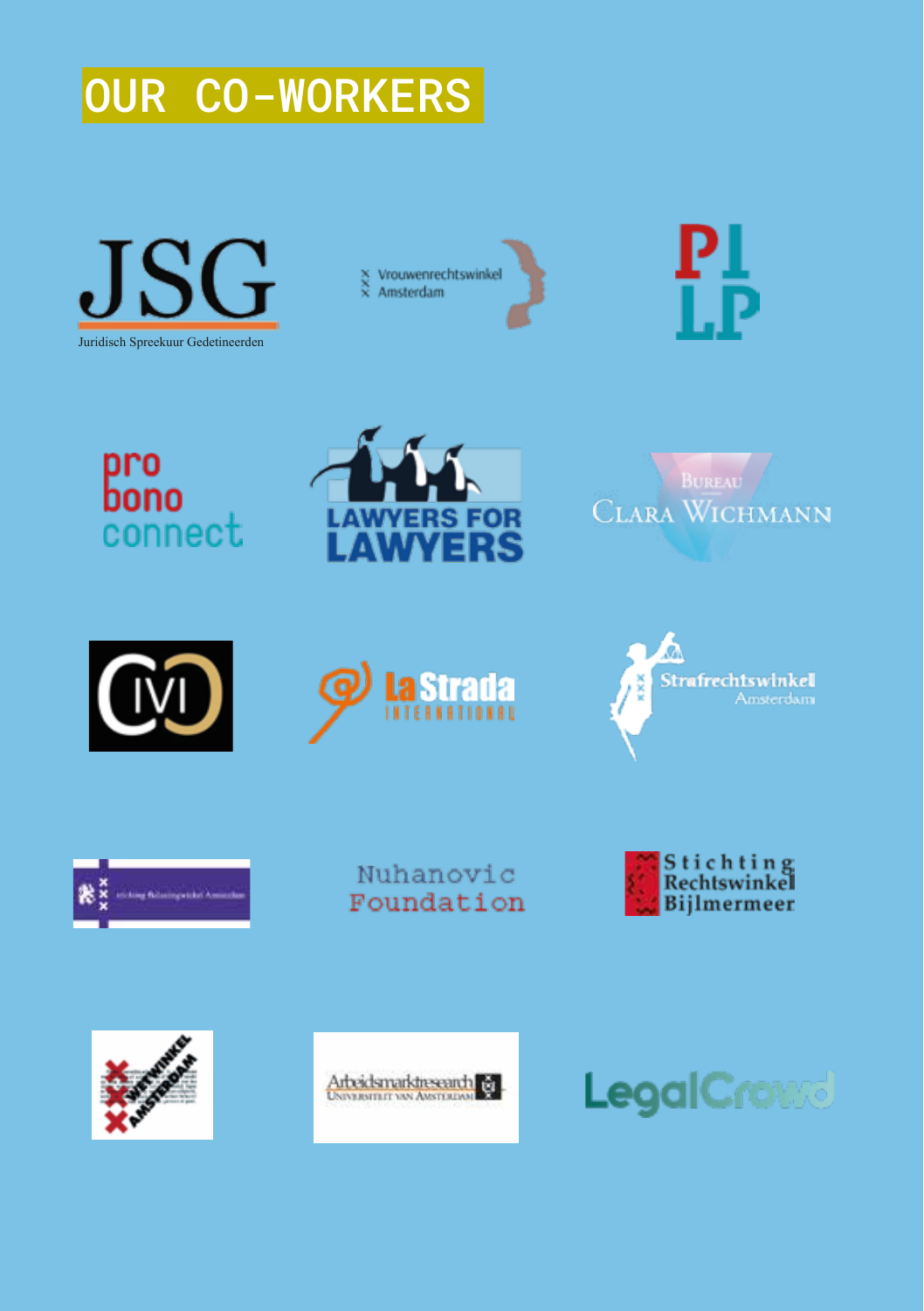# OUR CO-WORKERS

JSG
Juridisch Spreekuur Gedetineerden

Vrouwenrechtswinkel Amsterdam

PILP

pro bono connect

LAWYERS FOR LAWYERS

Bureau Clara Wichmann

CIVI

La Strada International

Strafrechtswinkel Amsterdam

Stichting Belastingwinkel Amsterdam

Nuhanovic Foundation

Stichting Rechtswinkel Bijlmermeer

Wetwinkel Amsterdam

Arbeidsmarktresearch Universiteit van Amsterdam

LegalCrowd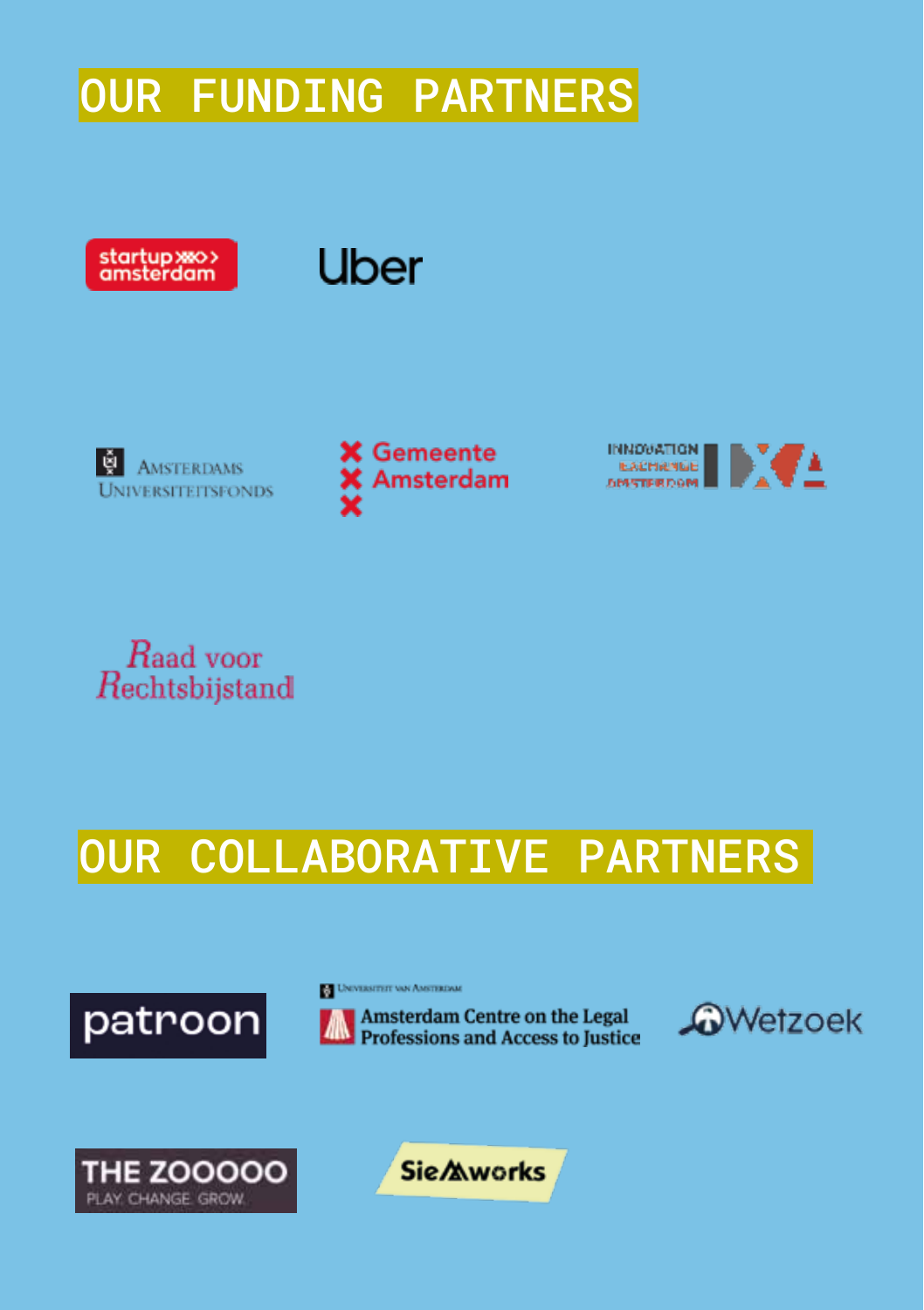# OUR FUNDING PARTNERS

startup amsterdam

Uber

Amsterdams Universiteitsfonds

Gemeente Amsterdam

Innovation Exchange Amsterdam

Raad voor Rechtsbijstand

# OUR COLLABORATIVE PARTNERS

patroon

Universiteit van Amsterdam
Amsterdam Centre on the Legal Professions and Access to Justice

Wetzoek

THE ZOOOOO
PLAY. CHANGE. GROW.

SieMworks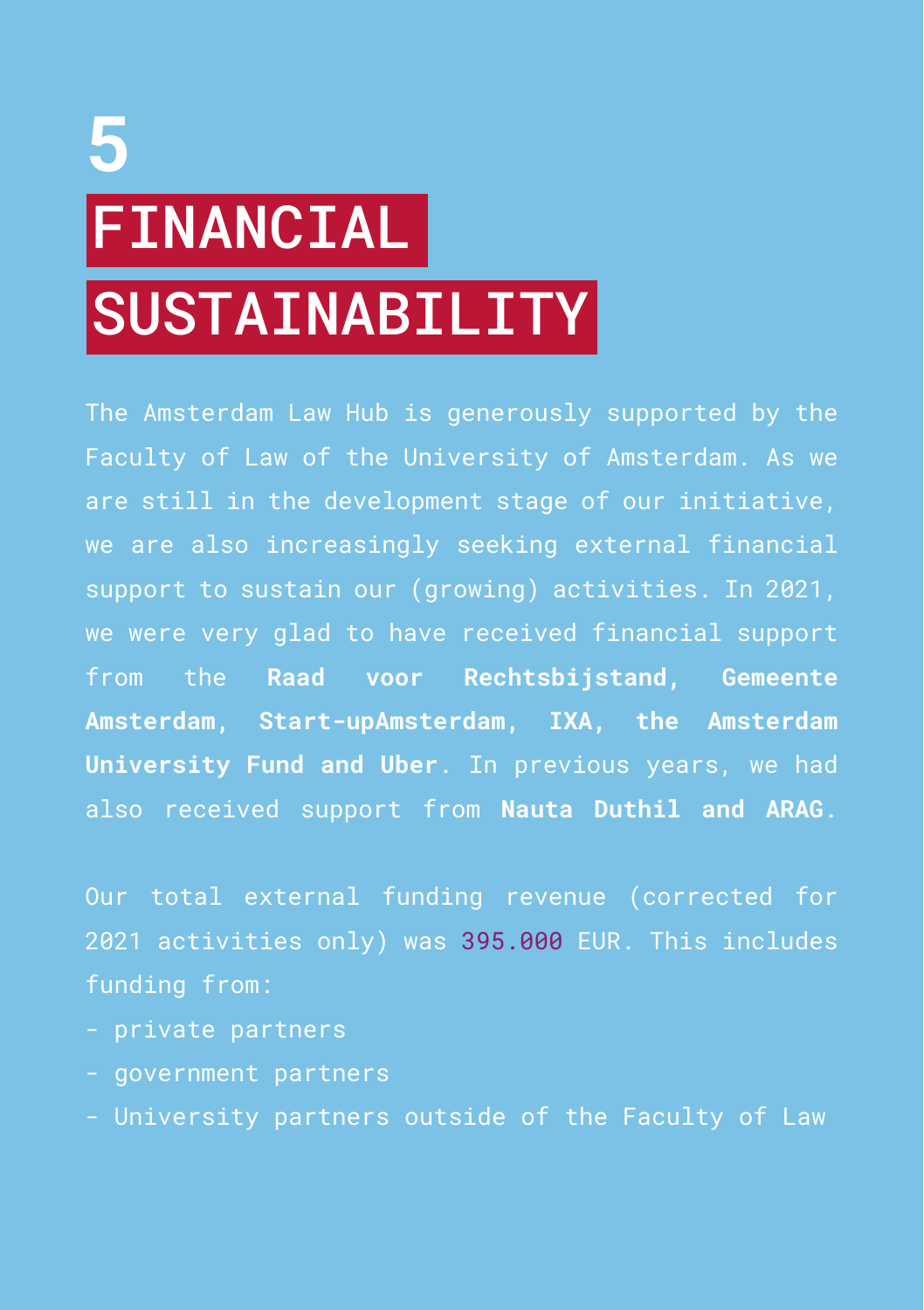# 5 FINANCIAL SUSTAINABILITY

The Amsterdam Law Hub is generously supported by the Faculty of Law of the University of Amsterdam. As we are still in the development stage of our initiative, we are also increasingly seeking external financial support to sustain our (growing) activities. In 2021, we were very glad to have received financial support from the **Raad voor Rechtsbijstand, Gemeente Amsterdam, Start-upAmsterdam, IXA, the Amsterdam University Fund and Uber**. In previous years, we had also received support from **Nauta Duthil and ARAG**.

Our total external funding revenue (corrected for 2021 activities only) was 395.000 EUR. This includes funding from:

- private partners
- government partners
- University partners outside of the Faculty of Law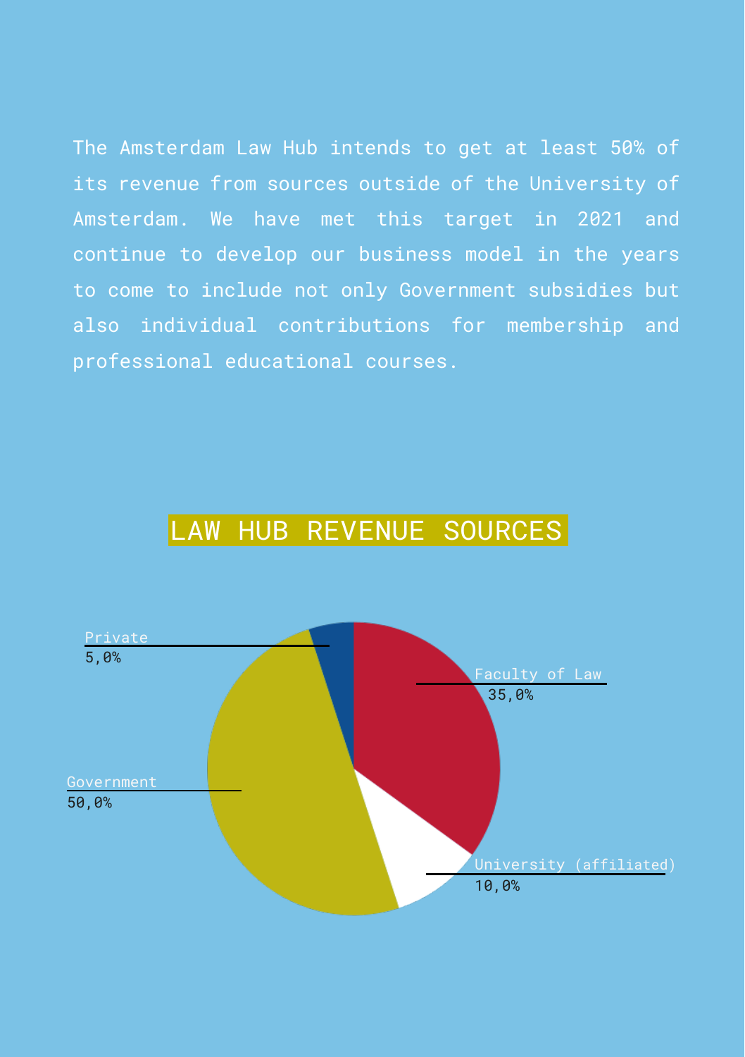The Amsterdam Law Hub intends to get at least 50% of its revenue from sources outside of the University of Amsterdam. We have met this target in 2021 and continue to develop our business model in the years to come to include not only Government subsidies but also individual contributions for membership and professional educational courses.

## LAW HUB REVENUE SOURCES

Private
5,0%

Faculty of Law
35,0%

Government
50,0%

University (affiliated)
10,0%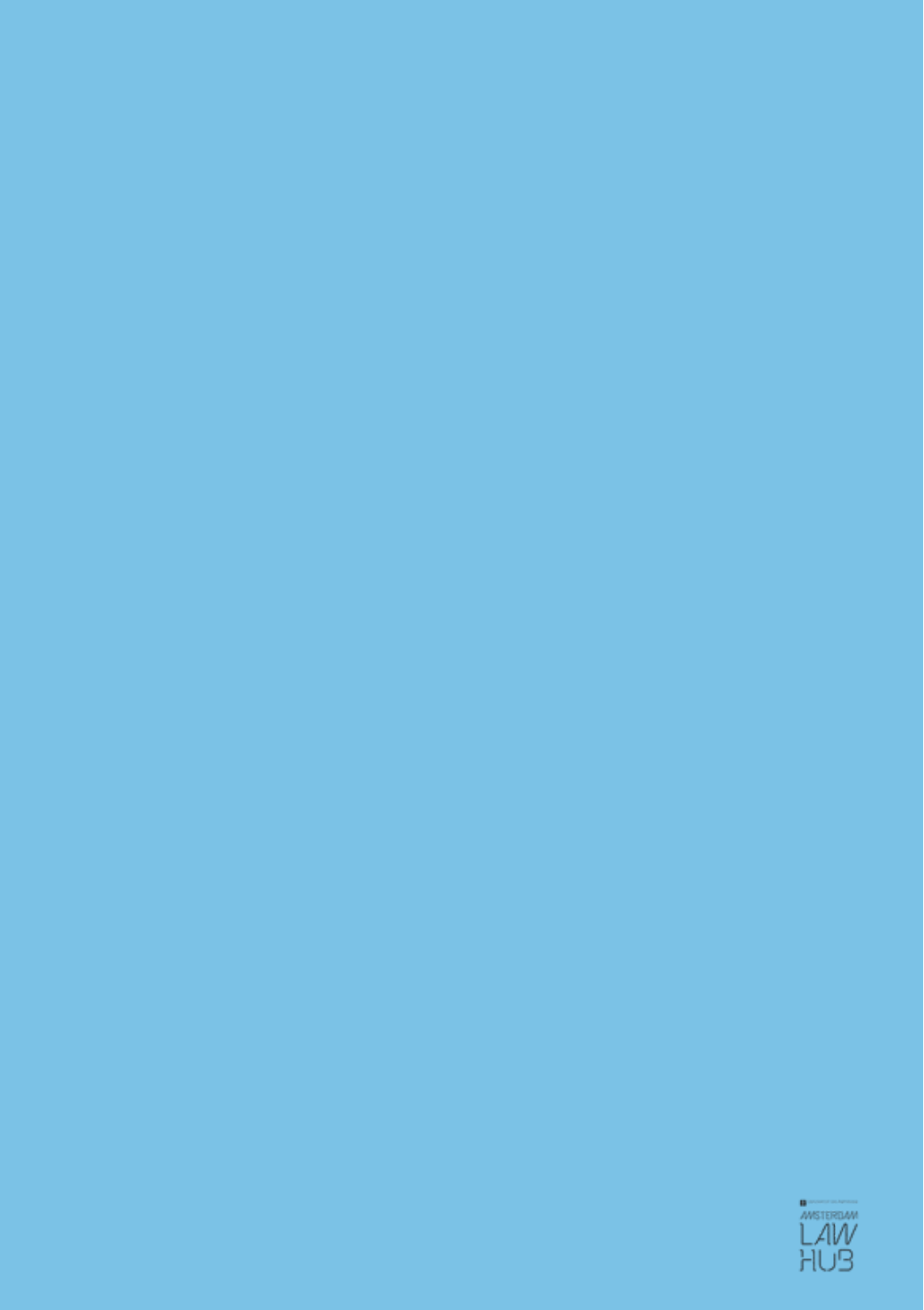AMSTERDAM

LAW

HUB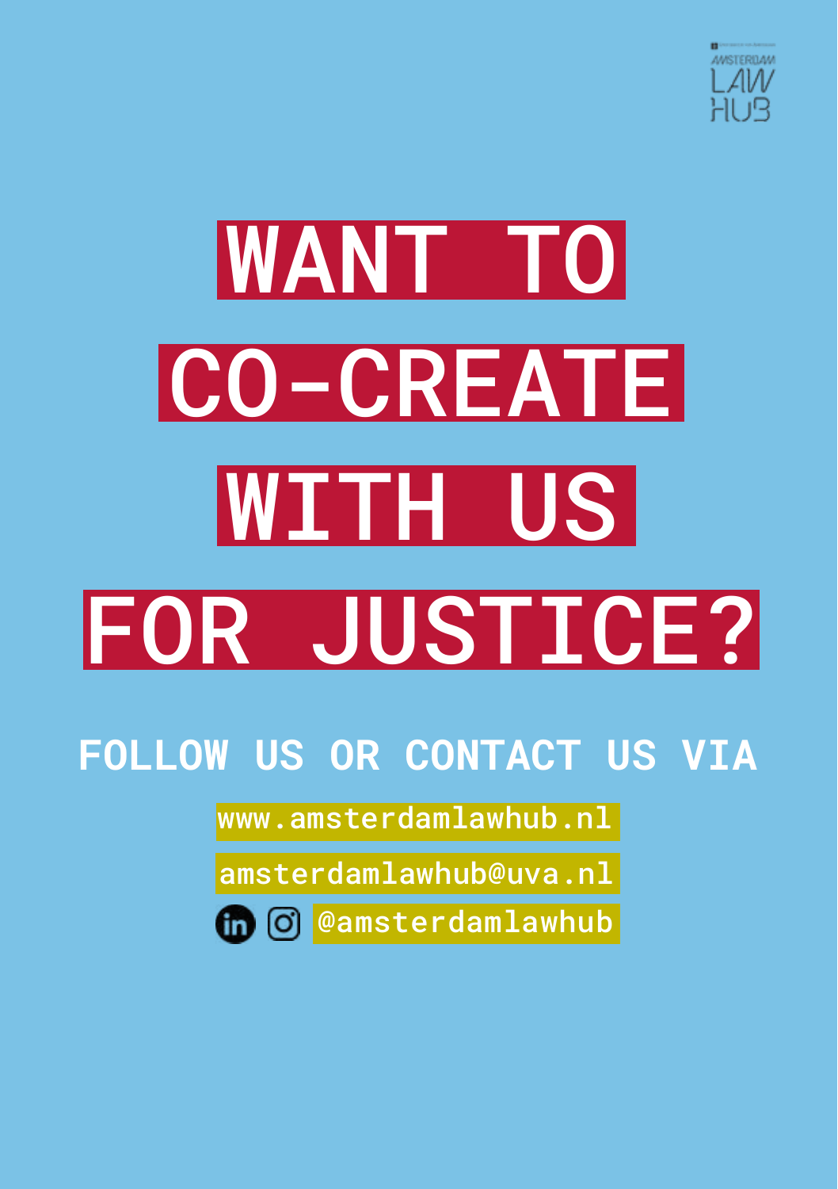AMSTERDAM LAW HUB

# WANT TO CO-CREATE WITH US FOR JUSTICE?

**FOLLOW US OR CONTACT US VIA**

www.amsterdamlawhub.nl

amsterdamlawhub@uva.nl

@amsterdamlawhub